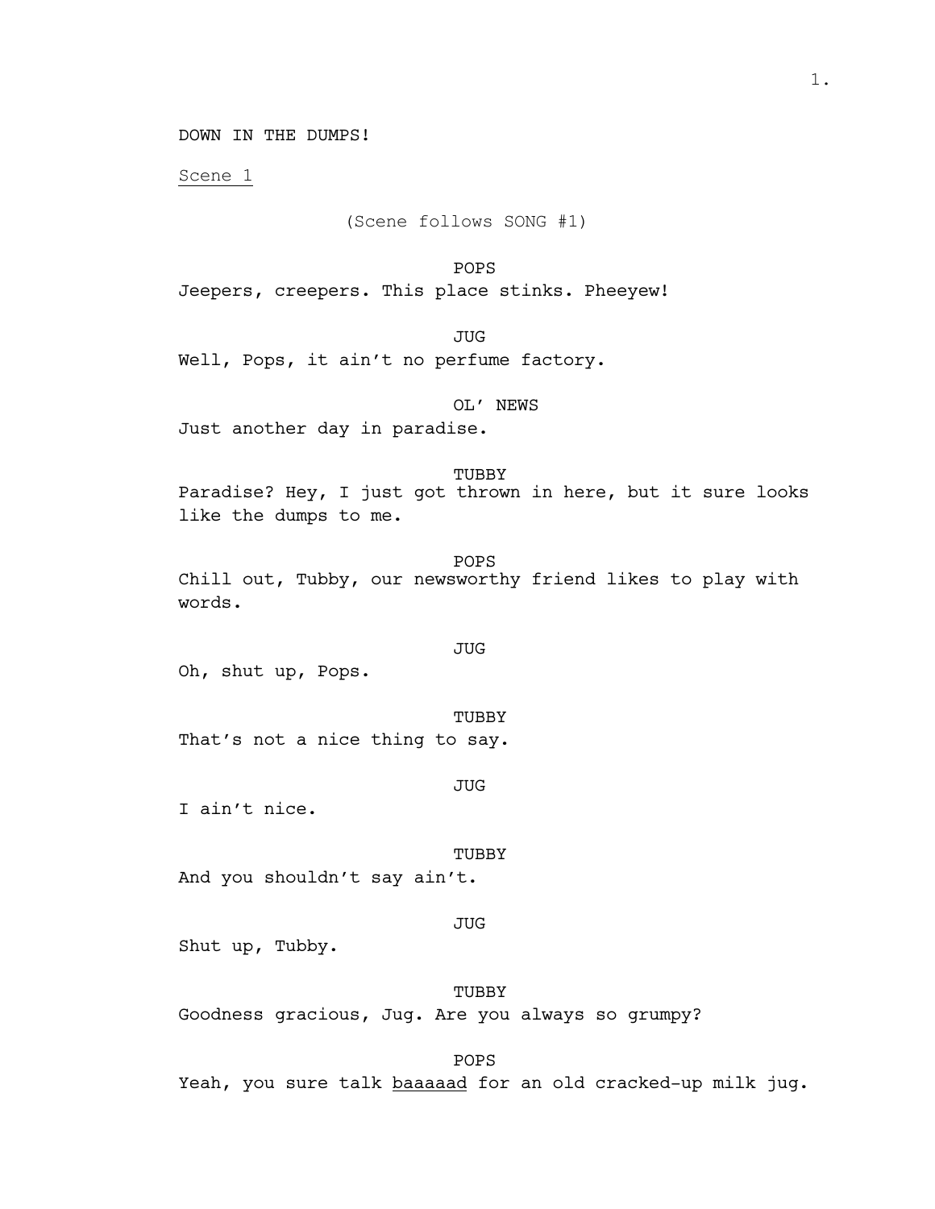# DOWN IN THE DUMPS!

<u>Scene 1</u>

(Scene follows SONG #1)

POPS
Jeepers, creepers. This place stinks. Pheeyew!

JUG
Well, Pops, it ain't no perfume factory.

OL' NEWS
Just another day in paradise.

TUBBY
Paradise? Hey, I just got thrown in here, but it sure looks like the dumps to me.

POPS
Chill out, Tubby, our newsworthy friend likes to play with words.

JUG
Oh, shut up, Pops.

TUBBY
That's not a nice thing to say.

JUG
I ain't nice.

TUBBY
And you shouldn't say ain't.

JUG
Shut up, Tubby.

TUBBY
Goodness gracious, Jug. Are you always so grumpy?

POPS
Yeah, you sure talk <u>baaaaad</u> for an old cracked-up milk jug.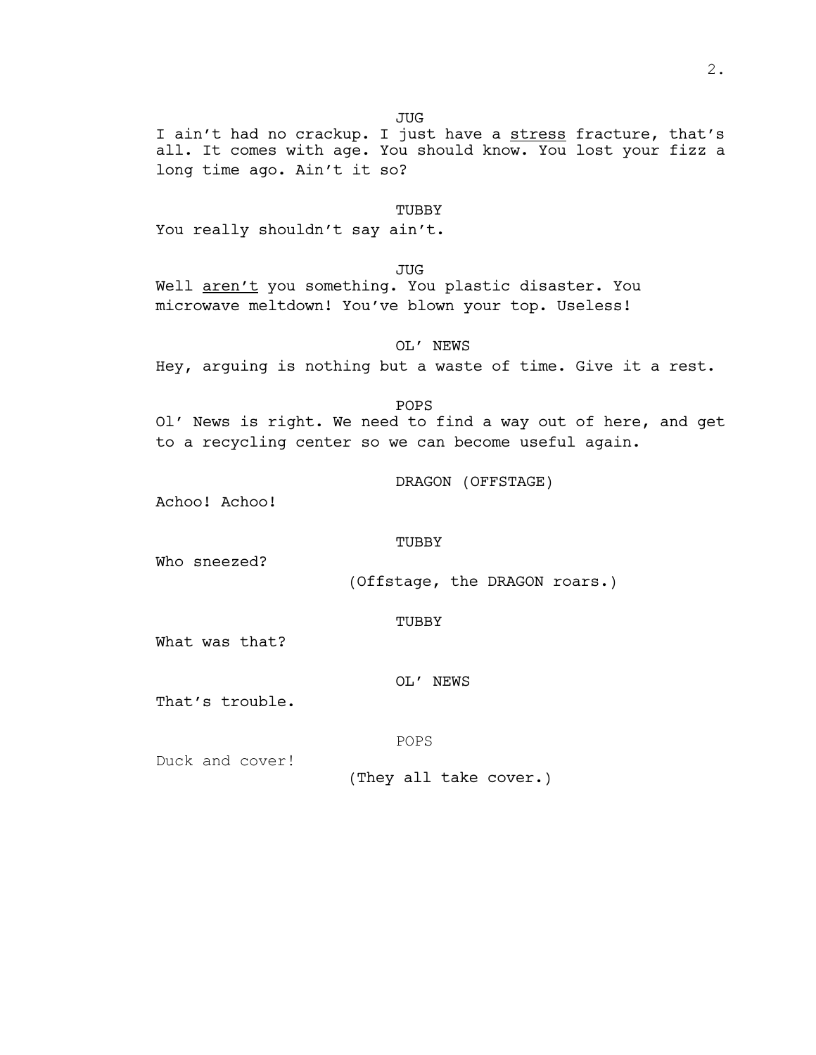JUG

I ain't had no crackup. I just have a <u>stress</u> fracture, that's all. It comes with age. You should know. You lost your fizz a long time ago. Ain't it so?

TUBBY

You really shouldn't say ain't.

JUG

Well <u>aren't</u> you something. You plastic disaster. You microwave meltdown! You've blown your top. Useless!

OL' NEWS

Hey, arguing is nothing but a waste of time. Give it a rest.

POPS

Ol' News is right. We need to find a way out of here, and get to a recycling center so we can become useful again.

DRAGON (OFFSTAGE)

Achoo! Achoo!

TUBBY

Who sneezed?

(Offstage, the DRAGON roars.)

TUBBY

What was that?

OL' NEWS

That's trouble.

POPS

Duck and cover!

(They all take cover.)